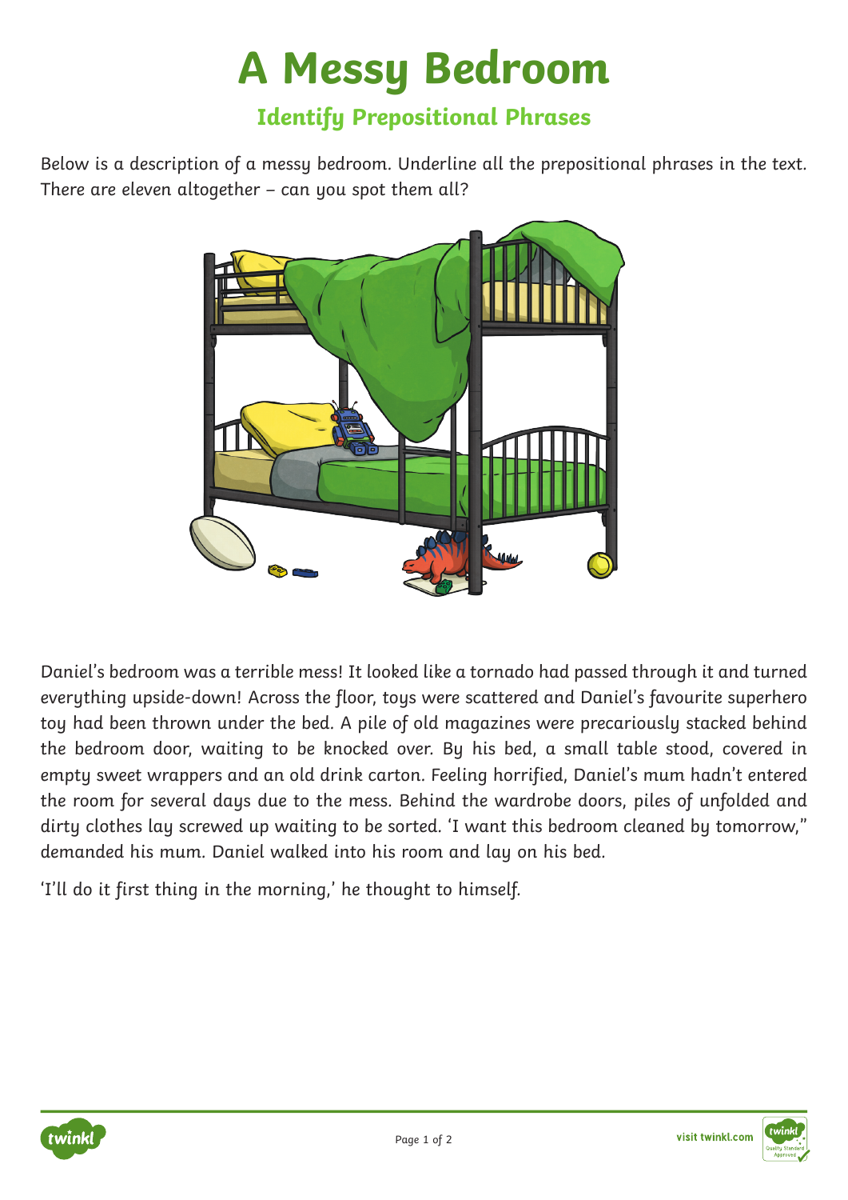# A Messy Bedroom

## Identify Prepositional Phrases

Below is a description of a messy bedroom. Underline all the prepositional phrases in the text. There are eleven altogether – can you spot them all?

Daniel's bedroom was a terrible mess! It looked like a tornado had passed through it and turned everything upside-down! Across the floor, toys were scattered and Daniel's favourite superhero toy had been thrown under the bed. A pile of old magazines were precariously stacked behind the bedroom door, waiting to be knocked over. By his bed, a small table stood, covered in empty sweet wrappers and an old drink carton. Feeling horrified, Daniel's mum hadn't entered the room for several days due to the mess. Behind the wardrobe doors, piles of unfolded and dirty clothes lay screwed up waiting to be sorted. 'I want this bedroom cleaned by tomorrow," demanded his mum. Daniel walked into his room and lay on his bed.

'I'll do it first thing in the morning,' he thought to himself.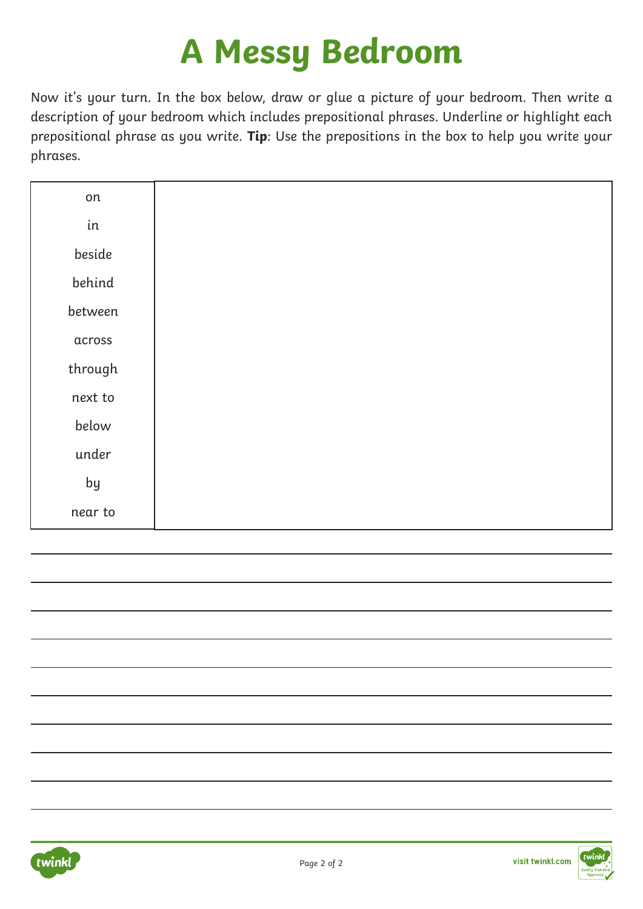# A Messy Bedroom

Now it's your turn. In the box below, draw or glue a picture of your bedroom. Then write a description of your bedroom which includes prepositional phrases. Underline or highlight each prepositional phrase as you write. **Tip**: Use the prepositions in the box to help you write your phrases.

| | |
|---|---|
| on<br>in<br>beside<br>behind<br>between<br>across<br>through<br>next to<br>below<br>under<br>by<br>near to | |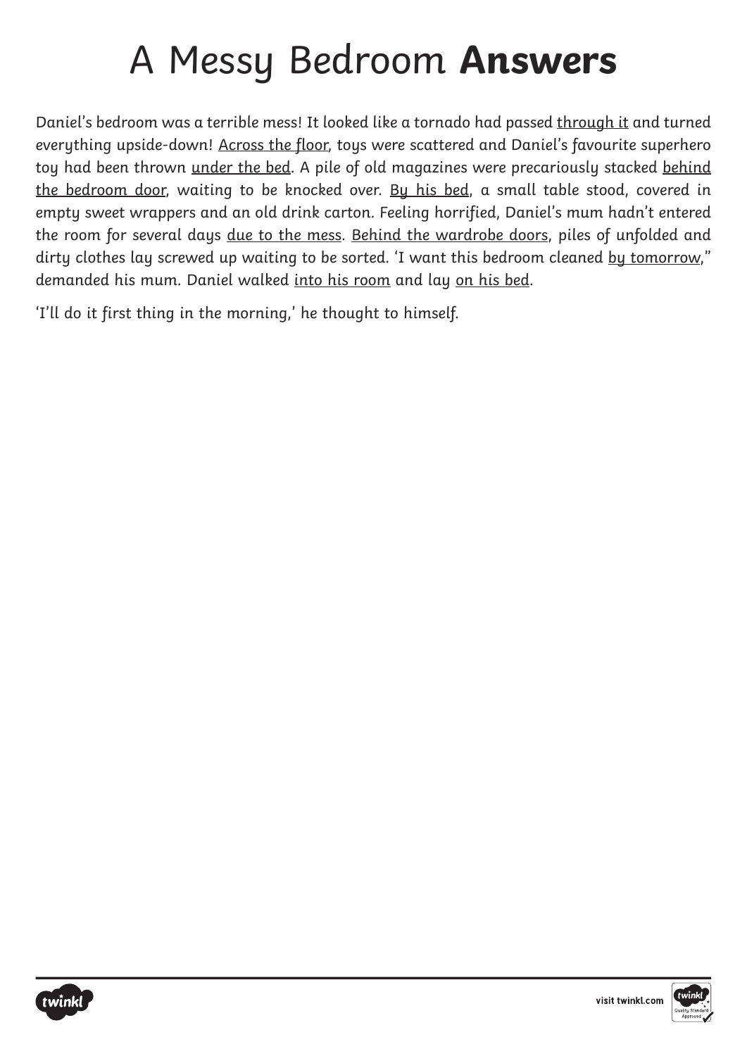# A Messy Bedroom **Answers**

Daniel's bedroom was a terrible mess! It looked like a tornado had passed <u>through it</u> and turned everything upside-down! <u>Across the floor</u>, toys were scattered and Daniel's favourite superhero toy had been thrown <u>under the bed</u>. A pile of old magazines were precariously stacked <u>behind the bedroom door</u>, waiting to be knocked over. <u>By his bed</u>, a small table stood, covered in empty sweet wrappers and an old drink carton. Feeling horrified, Daniel's mum hadn't entered the room for several days <u>due to the mess</u>. <u>Behind the wardrobe doors</u>, piles of unfolded and dirty clothes lay screwed up waiting to be sorted. 'I want this bedroom cleaned <u>by tomorrow</u>," demanded his mum. Daniel walked <u>into his room</u> and lay <u>on his bed</u>.

'I'll do it first thing in the morning,' he thought to himself.